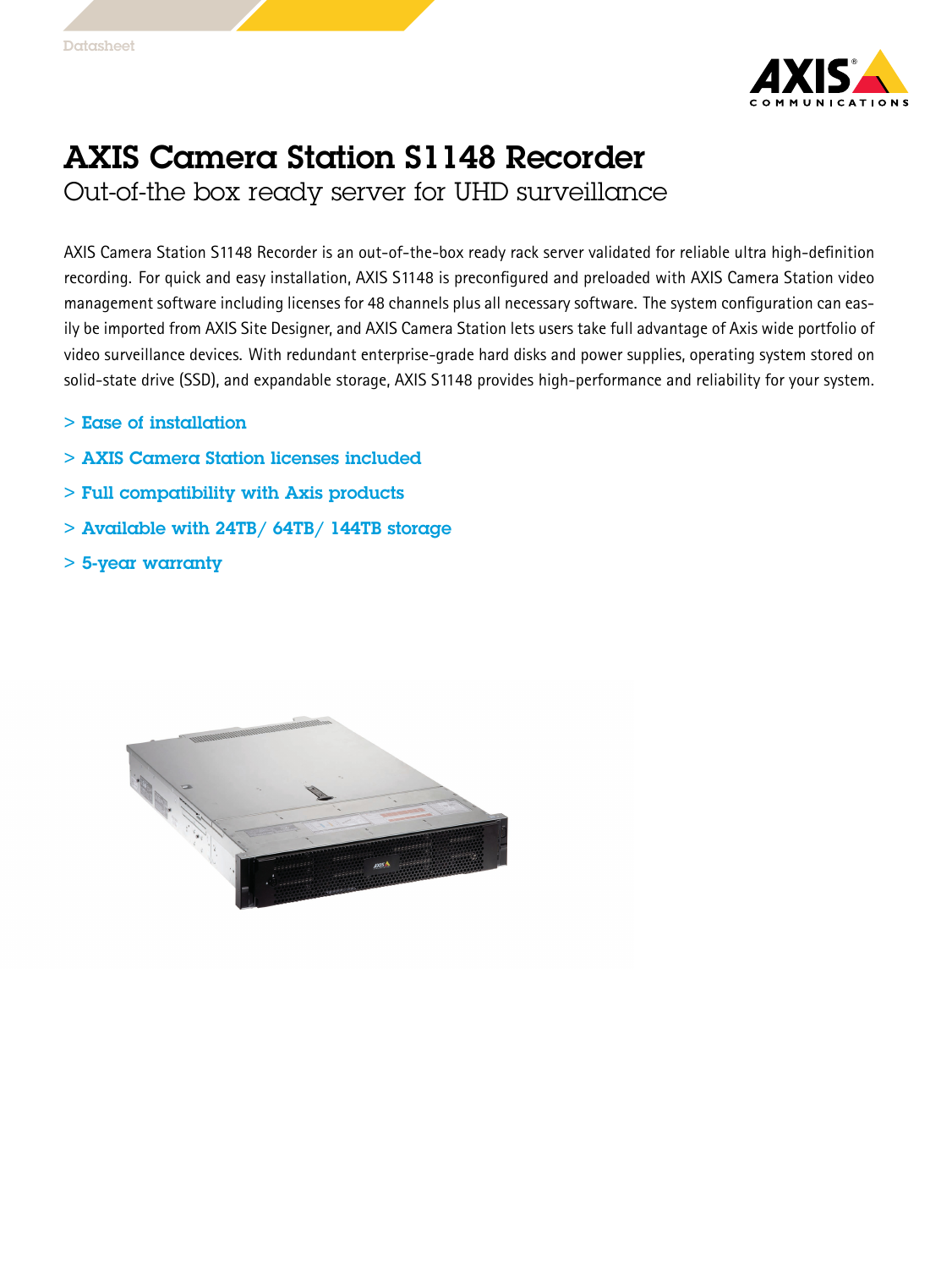# AXIS Camera Station S1148 Recorder

## Out-of-the box ready server for UHD surveillance

AXIS Camera Station S1148 Recorder is an out-of-the-box ready rack server validated for reliable ultra high-definition recording. For quick and easy installation, AXIS S1148 is preconfigured and preloaded with AXIS Camera Station video management software including licenses for 48 channels plus all necessary software. The system configuration can easily be imported from AXIS Site Designer, and AXIS Camera Station lets users take full advantage of Axis wide portfolio of video surveillance devices. With redundant enterprise-grade hard disks and power supplies, operating system stored on solid-state drive (SSD), and expandable storage, AXIS S1148 provides high-performance and reliability for your system.

> Ease of installation

> AXIS Camera Station licenses included

> Full compatibility with Axis products

> Available with 24TB/ 64TB/ 144TB storage

> 5-year warranty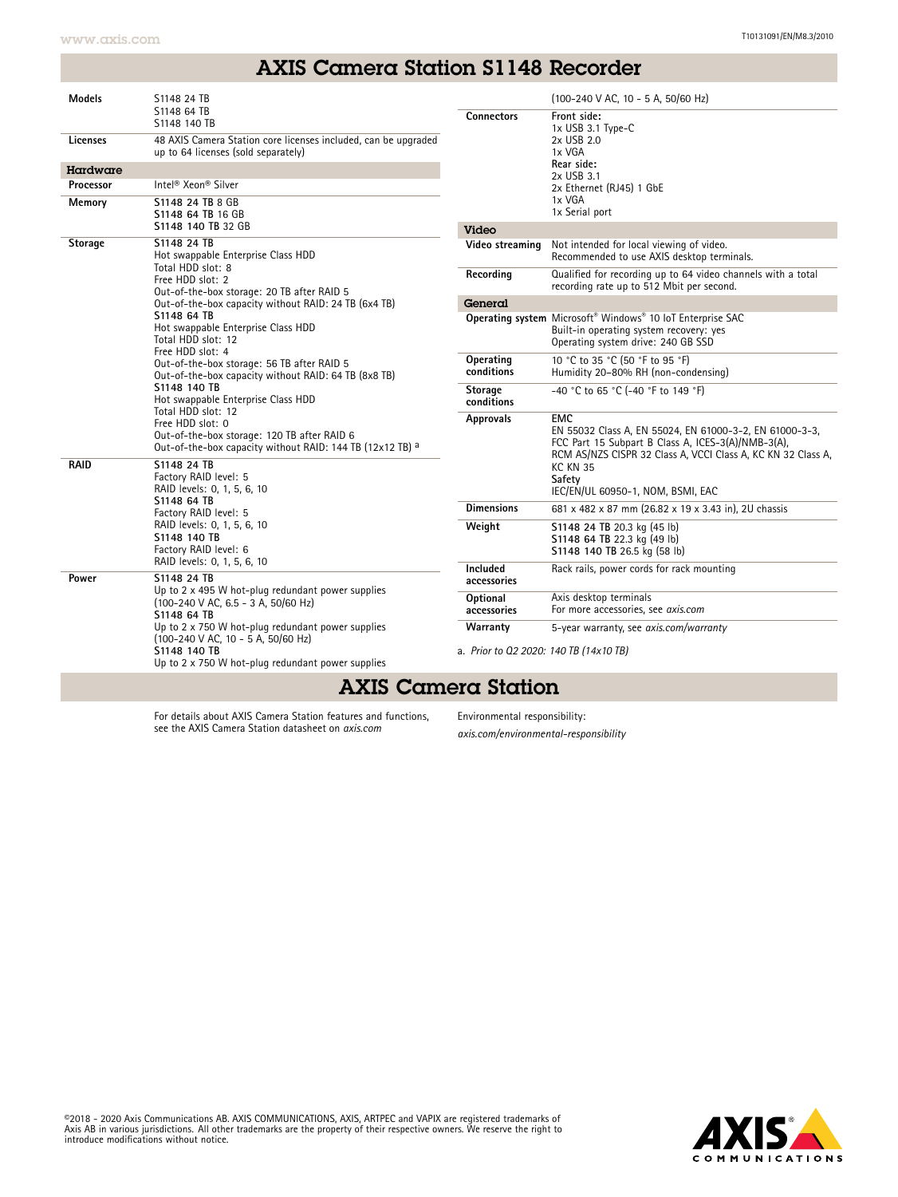# AXIS Camera Station S1148 Recorder

| | |
|---|---|
| **Models** | S1148 24 TB<br>S1148 64 TB<br>S1148 140 TB |
| **Licenses** | 48 AXIS Camera Station core licenses included, can be upgraded up to 64 licenses (sold separately) |

## Hardware

| | |
|---|---|
| **Processor** | Intel® Xeon® Silver |
| **Memory** | **S1148 24 TB** 8 GB<br>**S1148 64 TB** 16 GB<br>**S1148 140 TB** 32 GB |
| **Storage** | **S1148 24 TB**<br>Hot swappable Enterprise Class HDD<br>Total HDD slot: 8<br>Free HDD slot: 2<br>Out-of-the-box storage: 20 TB after RAID 5<br>Out-of-the-box capacity without RAID: 24 TB (6x4 TB)<br>**S1148 64 TB**<br>Hot swappable Enterprise Class HDD<br>Total HDD slot: 12<br>Free HDD slot: 4<br>Out-of-the-box storage: 56 TB after RAID 5<br>Out-of-the-box capacity without RAID: 64 TB (8x8 TB)<br>**S1148 140 TB**<br>Hot swappable Enterprise Class HDD<br>Total HDD slot: 12<br>Free HDD slot: 0<br>Out-of-the-box storage: 120 TB after RAID 6<br>Out-of-the-box capacity without RAID: 144 TB (12x12 TB) [a] |
| **RAID** | **S1148 24 TB**<br>Factory RAID level: 5<br>RAID levels: 0, 1, 5, 6, 10<br>**S1148 64 TB**<br>Factory RAID level: 5<br>RAID levels: 0, 1, 5, 6, 10<br>**S1148 140 TB**<br>Factory RAID level: 6<br>RAID levels: 0, 1, 5, 6, 10 |
| **Power** | **S1148 24 TB**<br>Up to 2 x 495 W hot-plug redundant power supplies<br>(100-240 V AC, 6.5 - 3 A, 50/60 Hz)<br>**S1148 64 TB**<br>Up to 2 x 750 W hot-plug redundant power supplies<br>(100-240 V AC, 10 - 5 A, 50/60 Hz)<br>**S1148 140 TB**<br>Up to 2 x 750 W hot-plug redundant power supplies<br>(100-240 V AC, 10 - 5 A, 50/60 Hz) |
| **Connectors** | **Front side:**<br>1x USB 3.1 Type-C<br>2x USB 2.0<br>1x VGA<br>**Rear side:**<br>2x USB 3.1<br>2x Ethernet (RJ45) 1 GbE<br>1x VGA<br>1x Serial port |

## Video

| | |
|---|---|
| **Video streaming** | Not intended for local viewing of video.<br>Recommended to use AXIS desktop terminals. |
| **Recording** | Qualified for recording up to 64 video channels with a total recording rate up to 512 Mbit per second. |

## General

| | |
|---|---|
| **Operating system** | Microsoft® Windows® 10 IoT Enterprise SAC<br>Built-in operating system recovery: yes<br>Operating system drive: 240 GB SSD |
| **Operating conditions** | 10 °C to 35 °C (50 °F to 95 °F)<br>Humidity 20–80% RH (non-condensing) |
| **Storage conditions** | -40 °C to 65 °C (-40 °F to 149 °F) |
| **Approvals** | **EMC**<br>EN 55032 Class A, EN 55024, EN 61000-3-2, EN 61000-3-3, FCC Part 15 Subpart B Class A, ICES-3(A)/NMB-3(A), RCM AS/NZS CISPR 32 Class A, VCCI Class A, KC KN 32 Class A, KC KN 35<br>**Safety**<br>IEC/EN/UL 60950-1, NOM, BSMI, EAC |
| **Dimensions** | 681 x 482 x 87 mm (26.82 x 19 x 3.43 in), 2U chassis |
| **Weight** | **S1148 24 TB** 20.3 kg (45 lb)<br>**S1148 64 TB** 22.3 kg (49 lb)<br>**S1148 140 TB** 26.5 kg (58 lb) |
| **Included accessories** | Rack rails, power cords for rack mounting |
| **Optional accessories** | Axis desktop terminals<br>For more accessories, see *axis.com* |
| **Warranty** | 5-year warranty, see *axis.com/warranty* |

a. *Prior to Q2 2020: 140 TB (14x10 TB)*

# AXIS Camera Station

For details about AXIS Camera Station features and functions, see the AXIS Camera Station datasheet on *axis.com*

Environmental responsibility:

*axis.com/environmental-responsibility*

©2018 - 2020 Axis Communications AB. AXIS COMMUNICATIONS, AXIS, ARTPEC and VAPIX are registered trademarks of Axis AB in various jurisdictions. All other trademarks are the property of their respective owners. We reserve the right to introduce modifications without notice.